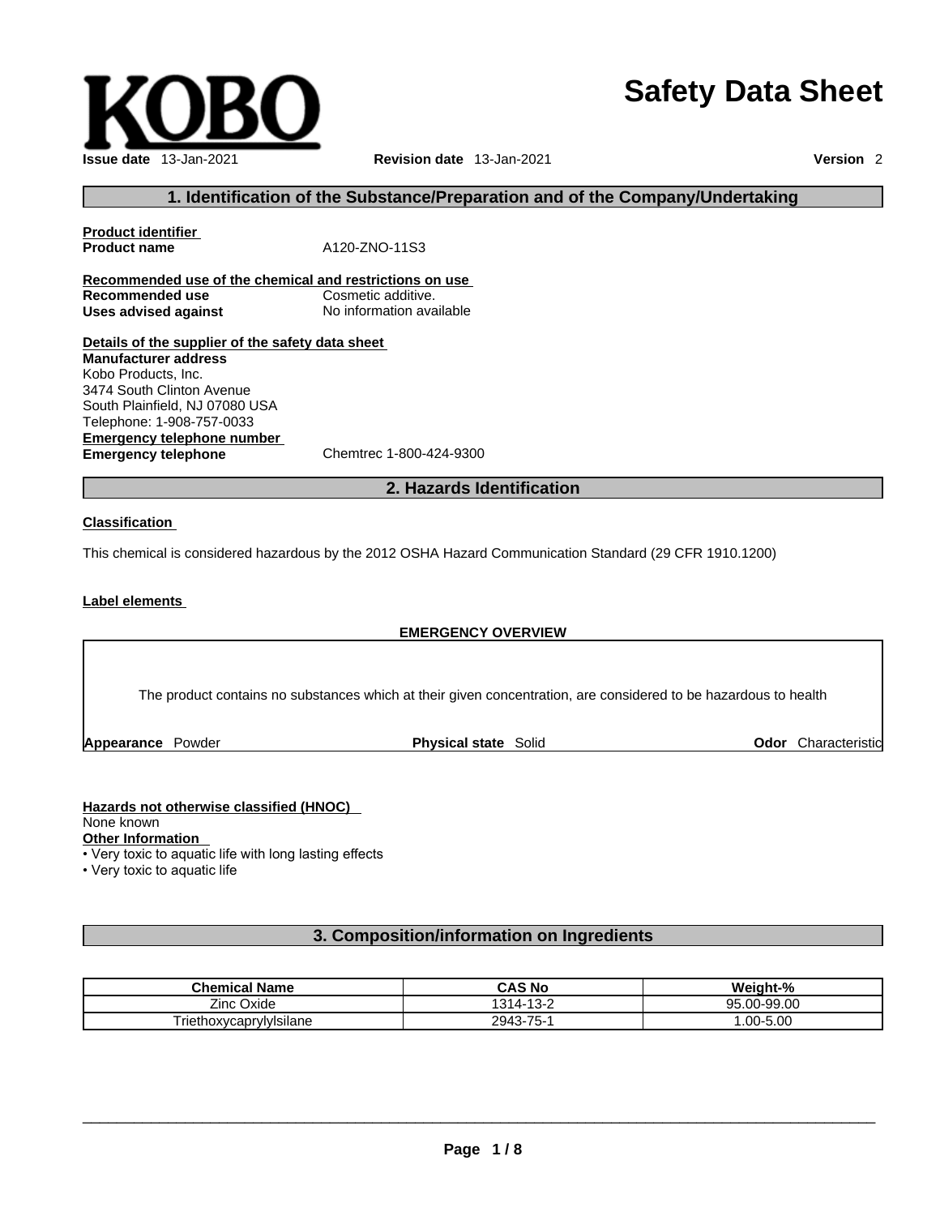KOBO

# Safety Data Sheet

**Issue date** 13-Jan-2021 **Revision date** 13-Jan-2021 **Version** 2

## 1. Identification of the Substance/Preparation and of the Company/Undertaking

**Product identifier**

**Product name** A120-ZNO-11S3

**Recommended use of the chemical and restrictions on use**

**Recommended use** Cosmetic additive.

**Uses advised against** No information available

**Details of the supplier of the safety data sheet**

**Manufacturer address**
Kobo Products, Inc.
3474 South Clinton Avenue
South Plainfield, NJ 07080 USA
Telephone: 1-908-757-0033

**Emergency telephone number**

**Emergency telephone** Chemtrec 1-800-424-9300

## 2. Hazards Identification

**Classification**

This chemical is considered hazardous by the 2012 OSHA Hazard Communication Standard (29 CFR 1910.1200)

**Label elements**

**EMERGENCY OVERVIEW**

The product contains no substances which at their given concentration, are considered to be hazardous to health

**Appearance** Powder **Physical state** Solid **Odor** Characteristic

**Hazards not otherwise classified (HNOC)**

None known

**Other Information**

- Very toxic to aquatic life with long lasting effects
- Very toxic to aquatic life

## 3. Composition/information on Ingredients

| Chemical Name | CAS No | Weight-% |
| --- | --- | --- |
| Zinc Oxide | 1314-13-2 | 95.00-99.00 |
| Triethoxycaprylylsilane | 2943-75-1 | 1.00-5.00 |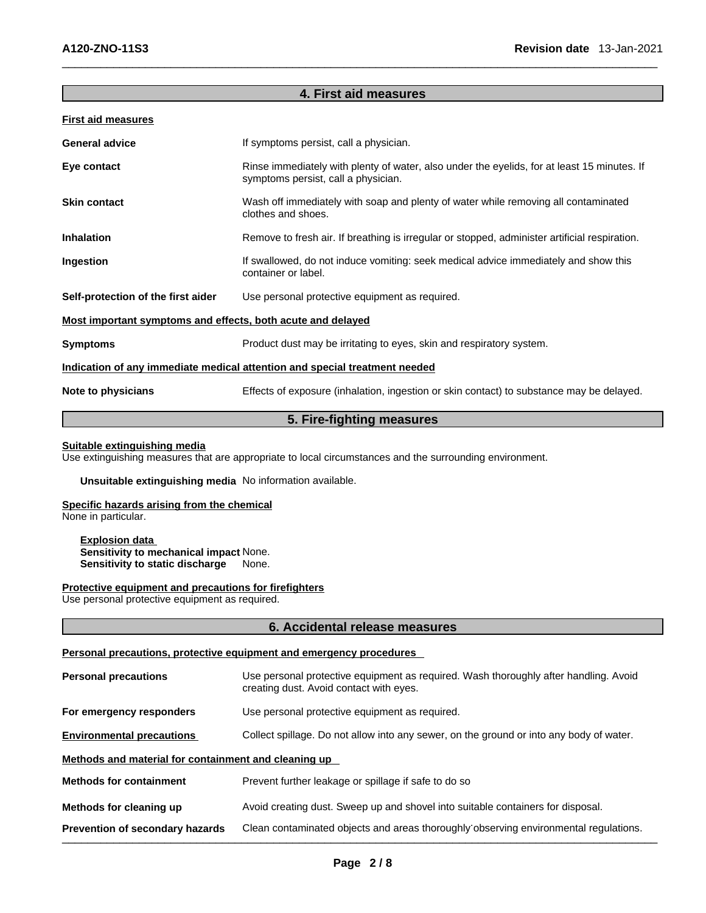## 4. First aid measures

**First aid measures**

**General advice** If symptoms persist, call a physician.

**Eye contact** Rinse immediately with plenty of water, also under the eyelids, for at least 15 minutes. If symptoms persist, call a physician.

**Skin contact** Wash off immediately with soap and plenty of water while removing all contaminated clothes and shoes.

**Inhalation** Remove to fresh air. If breathing is irregular or stopped, administer artificial respiration.

**Ingestion** If swallowed, do not induce vomiting: seek medical advice immediately and show this container or label.

**Self-protection of the first aider** Use personal protective equipment as required.

**Most important symptoms and effects, both acute and delayed**

**Symptoms** Product dust may be irritating to eyes, skin and respiratory system.

**Indication of any immediate medical attention and special treatment needed**

**Note to physicians** Effects of exposure (inhalation, ingestion or skin contact) to substance may be delayed.

## 5. Fire-fighting measures

**Suitable extinguishing media**
Use extinguishing measures that are appropriate to local circumstances and the surrounding environment.

**Unsuitable extinguishing media** No information available.

**Specific hazards arising from the chemical**
None in particular.

**Explosion data**
**Sensitivity to mechanical impact** None.
**Sensitivity to static discharge** None.

**Protective equipment and precautions for firefighters**
Use personal protective equipment as required.

## 6. Accidental release measures

**Personal precautions, protective equipment and emergency procedures**

**Personal precautions** Use personal protective equipment as required. Wash thoroughly after handling. Avoid creating dust. Avoid contact with eyes.

**For emergency responders** Use personal protective equipment as required.

**Environmental precautions** Collect spillage. Do not allow into any sewer, on the ground or into any body of water.

**Methods and material for containment and cleaning up**

**Methods for containment** Prevent further leakage or spillage if safe to do so

**Methods for cleaning up** Avoid creating dust. Sweep up and shovel into suitable containers for disposal.

**Prevention of secondary hazards** Clean contaminated objects and areas thoroughly observing environmental regulations.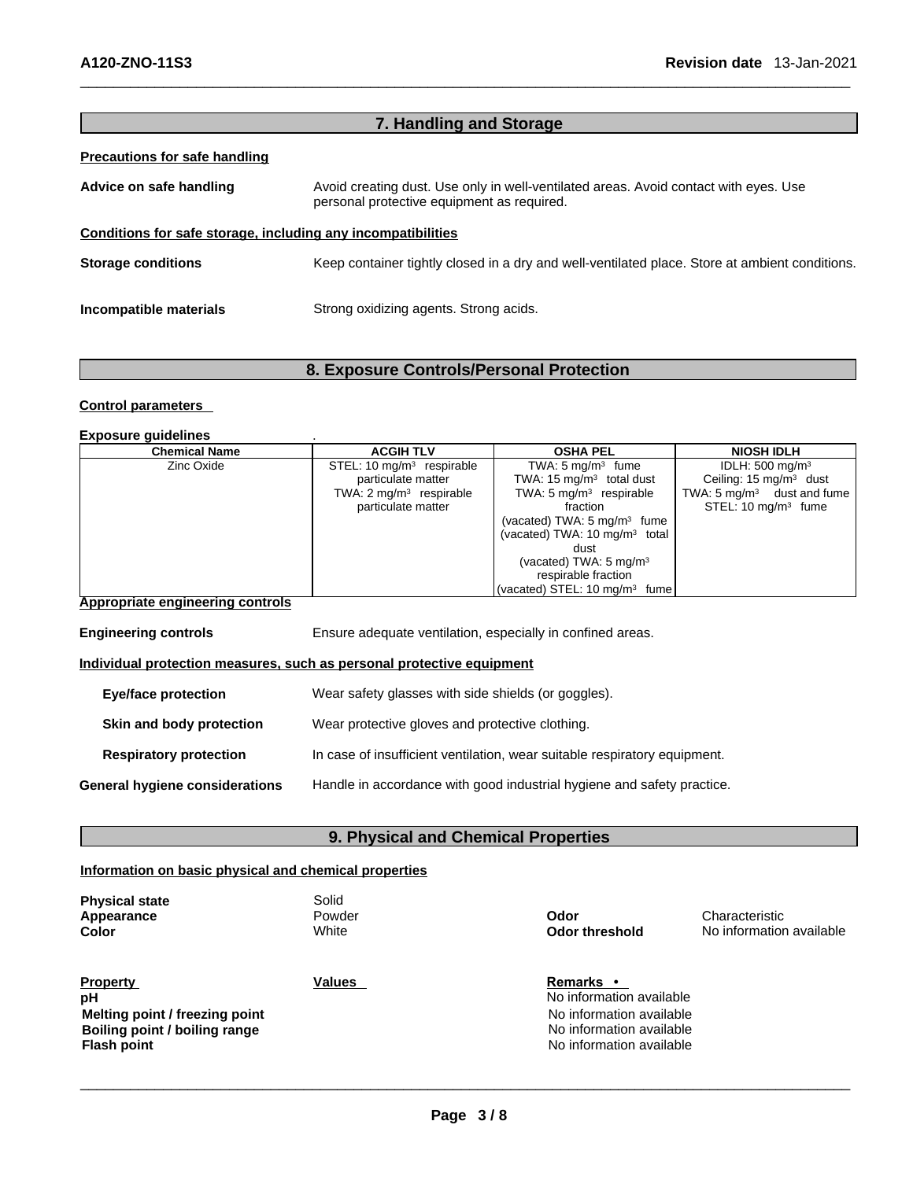## 7. Handling and Storage

**Precautions for safe handling**

**Advice on safe handling**: Avoid creating dust. Use only in well-ventilated areas. Avoid contact with eyes. Use personal protective equipment as required.

**Conditions for safe storage, including any incompatibilities**

**Storage conditions**: Keep container tightly closed in a dry and well-ventilated place. Store at ambient conditions.

**Incompatible materials**: Strong oxidizing agents. Strong acids.

## 8. Exposure Controls/Personal Protection

**Control parameters**

**Exposure guidelines** .

| Chemical Name | ACGIH TLV | OSHA PEL | NIOSH IDLH |
|---|---|---|---|
| Zinc Oxide | STEL: 10 mg/m³ respirable particulate matter<br>TWA: 2 mg/m³ respirable particulate matter | TWA: 5 mg/m³ fume<br>TWA: 15 mg/m³ total dust<br>TWA: 5 mg/m³ respirable fraction<br>(vacated) TWA: 5 mg/m³ fume<br>(vacated) TWA: 10 mg/m³ total dust<br>(vacated) TWA: 5 mg/m³ respirable fraction<br>(vacated) STEL: 10 mg/m³ fume | IDLH: 500 mg/m³<br>Ceiling: 15 mg/m³ dust<br>TWA: 5 mg/m³ dust and fume<br>STEL: 10 mg/m³ fume |

**Appropriate engineering controls**

**Engineering controls**: Ensure adequate ventilation, especially in confined areas.

**Individual protection measures, such as personal protective equipment**

**Eye/face protection**: Wear safety glasses with side shields (or goggles).

**Skin and body protection**: Wear protective gloves and protective clothing.

**Respiratory protection**: In case of insufficient ventilation, wear suitable respiratory equipment.

**General hygiene considerations**: Handle in accordance with good industrial hygiene and safety practice.

## 9. Physical and Chemical Properties

**Information on basic physical and chemical properties**

**Physical state**: Solid
**Appearance**: Powder
**Color**: White
**Odor**: Characteristic
**Odor threshold**: No information available

| Property | Values | Remarks • |
|---|---|---|
| **pH** | | No information available |
| **Melting point / freezing point** | | No information available |
| **Boiling point / boiling range** | | No information available |
| **Flash point** | | No information available |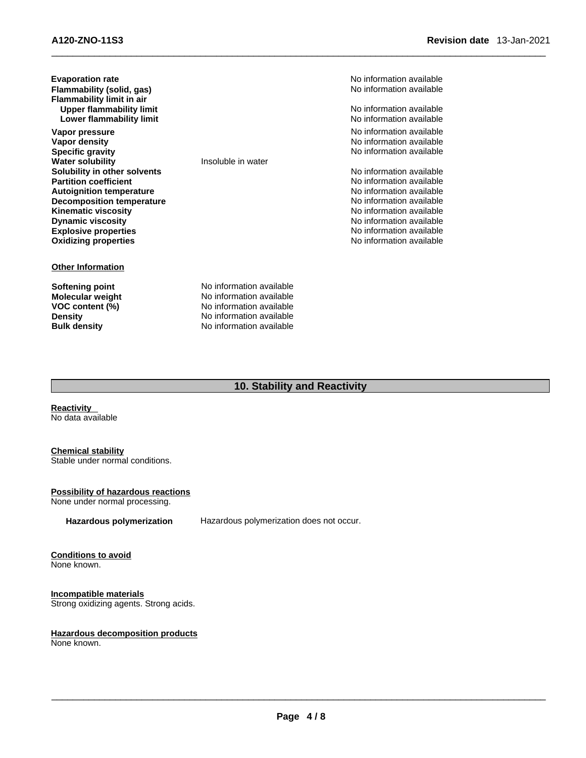| Property | Values | Remarks |
| --- | --- | --- |
| **Evaporation rate** | | No information available |
| **Flammability (solid, gas)** | | No information available |
| **Flammability limit in air** | | |
| **Upper flammability limit** | | No information available |
| **Lower flammability limit** | | No information available |
| **Vapor pressure** | | No information available |
| **Vapor density** | | No information available |
| **Specific gravity** | | No information available |
| **Water solubility** | Insoluble in water | |
| **Solubility in other solvents** | | No information available |
| **Partition coefficient** | | No information available |
| **Autoignition temperature** | | No information available |
| **Decomposition temperature** | | No information available |
| **Kinematic viscosity** | | No information available |
| **Dynamic viscosity** | | No information available |
| **Explosive properties** | | No information available |
| **Oxidizing properties** | | No information available |

**Other Information**

| | |
| --- | --- |
| **Softening point** | No information available |
| **Molecular weight** | No information available |
| **VOC content (%)** | No information available |
| **Density** | No information available |
| **Bulk density** | No information available |

## 10. Stability and Reactivity

**Reactivity**
No data available

**Chemical stability**
Stable under normal conditions.

**Possibility of hazardous reactions**
None under normal processing.

**Hazardous polymerization** Hazardous polymerization does not occur.

**Conditions to avoid**
None known.

**Incompatible materials**
Strong oxidizing agents. Strong acids.

**Hazardous decomposition products**
None known.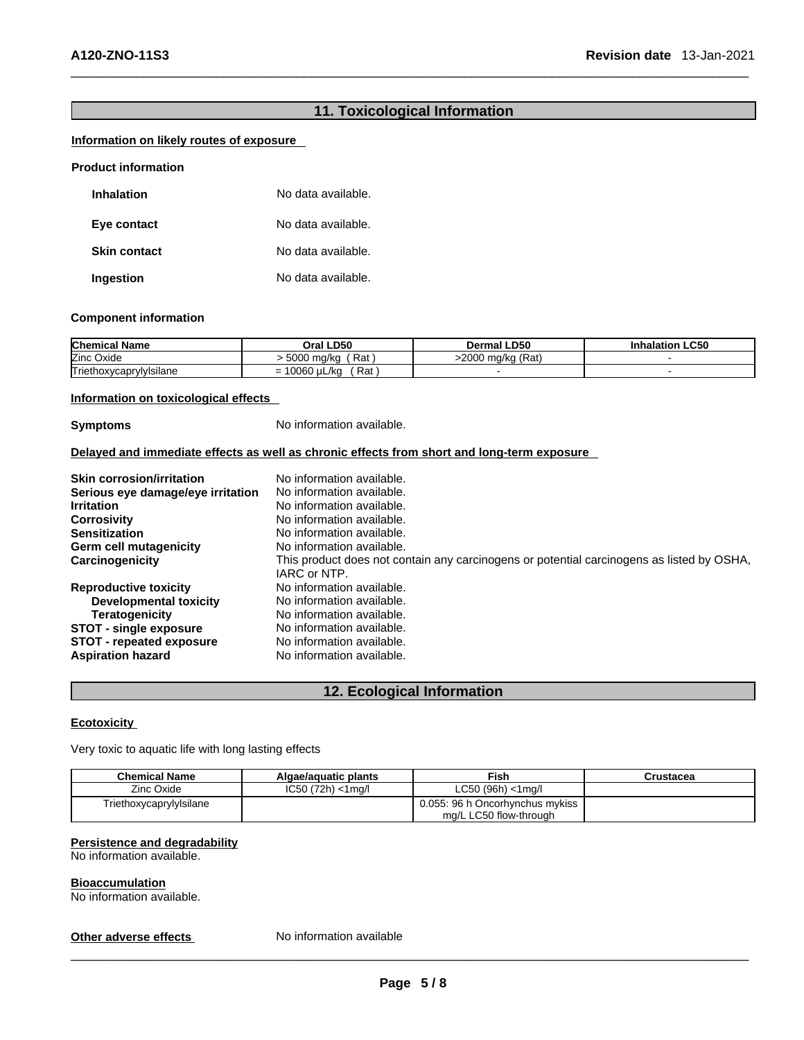## 11. Toxicological Information

### Information on likely routes of exposure

**Product information**

**Inhalation** No data available.

**Eye contact** No data available.

**Skin contact** No data available.

**Ingestion** No data available.

**Component information**

| Chemical Name | Oral LD50 | Dermal LD50 | Inhalation LC50 |
|---|---|---|---|
| Zinc Oxide | > 5000 mg/kg ( Rat ) | >2000 mg/kg (Rat) | - |
| Triethoxycaprylylsilane | = 10060 µL/kg ( Rat ) | - | - |

### Information on toxicological effects

**Symptoms** No information available.

### Delayed and immediate effects as well as chronic effects from short and long-term exposure

**Skin corrosion/irritation** No information available.
**Serious eye damage/eye irritation** No information available.
**Irritation** No information available.
**Corrosivity** No information available.
**Sensitization** No information available.
**Germ cell mutagenicity** No information available.
**Carcinogenicity** This product does not contain any carcinogens or potential carcinogens as listed by OSHA, IARC or NTP.
**Reproductive toxicity** No information available.
**Developmental toxicity** No information available.
**Teratogenicity** No information available.
**STOT - single exposure** No information available.
**STOT - repeated exposure** No information available.
**Aspiration hazard** No information available.

## 12. Ecological Information

### Ecotoxicity

Very toxic to aquatic life with long lasting effects

| Chemical Name | Algae/aquatic plants | Fish | Crustacea |
|---|---|---|---|
| Zinc Oxide | IC50 (72h) <1mg/l | LC50 (96h) <1mg/l | |
| Triethoxycaprylylsilane | | 0.055: 96 h Oncorhynchus mykiss mg/L LC50 flow-through | |

### Persistence and degradability

No information available.

### Bioaccumulation

No information available.

**Other adverse effects** No information available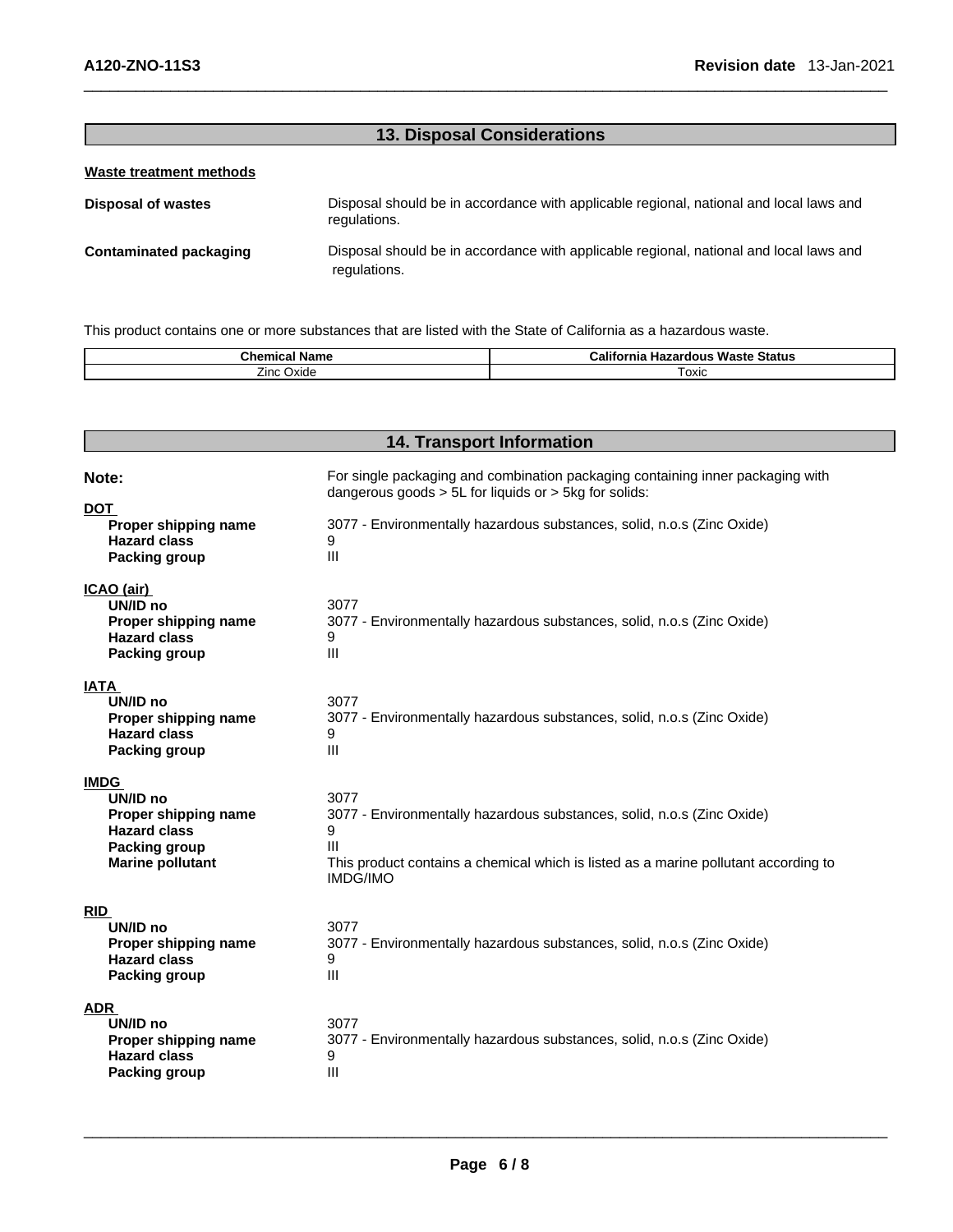## 13. Disposal Considerations

**Waste treatment methods**

**Disposal of wastes** — Disposal should be in accordance with applicable regional, national and local laws and regulations.

**Contaminated packaging** — Disposal should be in accordance with applicable regional, national and local laws and regulations.

This product contains one or more substances that are listed with the State of California as a hazardous waste.

| Chemical Name | California Hazardous Waste Status |
|---|---|
| Zinc Oxide | Toxic |

## 14. Transport Information

**Note:** For single packaging and combination packaging containing inner packaging with dangerous goods > 5L for liquids or > 5kg for solids:

**DOT**

**Proper shipping name** 3077 - Environmentally hazardous substances, solid, n.o.s (Zinc Oxide)
**Hazard class** 9
**Packing group** III

**ICAO (air)**

**UN/ID no** 3077
**Proper shipping name** 3077 - Environmentally hazardous substances, solid, n.o.s (Zinc Oxide)
**Hazard class** 9
**Packing group** III

**IATA**

**UN/ID no** 3077
**Proper shipping name** 3077 - Environmentally hazardous substances, solid, n.o.s (Zinc Oxide)
**Hazard class** 9
**Packing group** III

**IMDG**

**UN/ID no** 3077
**Proper shipping name** 3077 - Environmentally hazardous substances, solid, n.o.s (Zinc Oxide)
**Hazard class** 9
**Packing group** III
**Marine pollutant** This product contains a chemical which is listed as a marine pollutant according to IMDG/IMO

**RID**

**UN/ID no** 3077
**Proper shipping name** 3077 - Environmentally hazardous substances, solid, n.o.s (Zinc Oxide)
**Hazard class** 9
**Packing group** III

**ADR**

**UN/ID no** 3077
**Proper shipping name** 3077 - Environmentally hazardous substances, solid, n.o.s (Zinc Oxide)
**Hazard class** 9
**Packing group** III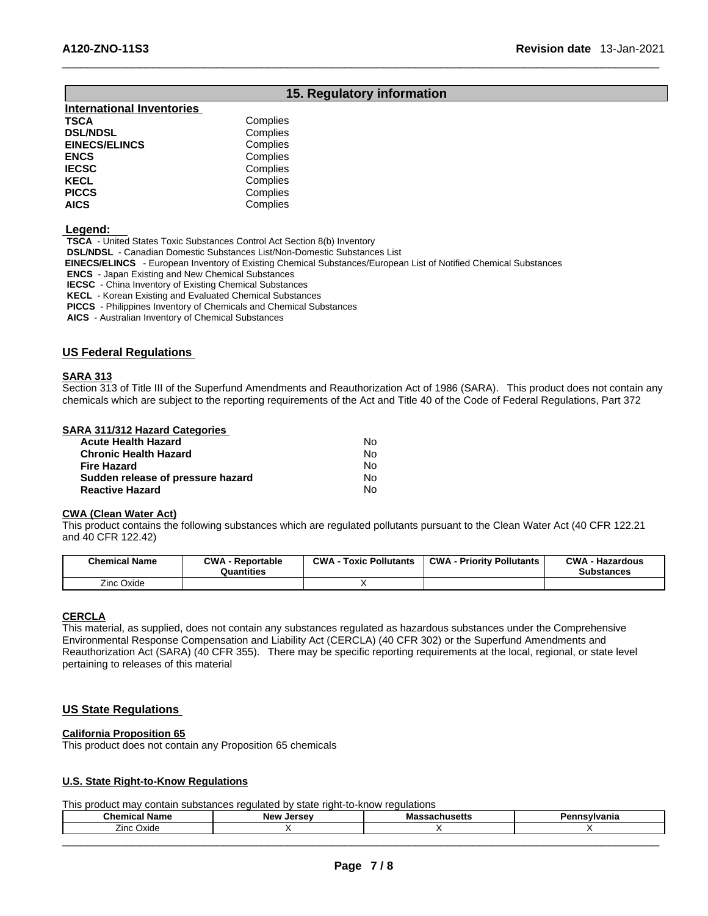## 15. Regulatory information

**International Inventories**

| | |
|---|---|
| **TSCA** | Complies |
| **DSL/NDSL** | Complies |
| **EINECS/ELINCS** | Complies |
| **ENCS** | Complies |
| **IECSC** | Complies |
| **KECL** | Complies |
| **PICCS** | Complies |
| **AICS** | Complies |

**Legend:**

**TSCA** - United States Toxic Substances Control Act Section 8(b) Inventory
**DSL/NDSL** - Canadian Domestic Substances List/Non-Domestic Substances List
**EINECS/ELINCS** - European Inventory of Existing Chemical Substances/European List of Notified Chemical Substances
**ENCS** - Japan Existing and New Chemical Substances
**IECSC** - China Inventory of Existing Chemical Substances
**KECL** - Korean Existing and Evaluated Chemical Substances
**PICCS** - Philippines Inventory of Chemicals and Chemical Substances
**AICS** - Australian Inventory of Chemical Substances

### US Federal Regulations

**SARA 313**

Section 313 of Title III of the Superfund Amendments and Reauthorization Act of 1986 (SARA). This product does not contain any chemicals which are subject to the reporting requirements of the Act and Title 40 of the Code of Federal Regulations, Part 372

**SARA 311/312 Hazard Categories**

| | |
|---|---|
| **Acute Health Hazard** | No |
| **Chronic Health Hazard** | No |
| **Fire Hazard** | No |
| **Sudden release of pressure hazard** | No |
| **Reactive Hazard** | No |

**CWA (Clean Water Act)**

This product contains the following substances which are regulated pollutants pursuant to the Clean Water Act (40 CFR 122.21 and 40 CFR 122.42)

| Chemical Name | CWA - Reportable Quantities | CWA - Toxic Pollutants | CWA - Priority Pollutants | CWA - Hazardous Substances |
|---|---|---|---|---|
| Zinc Oxide | | X | | |

**CERCLA**

This material, as supplied, does not contain any substances regulated as hazardous substances under the Comprehensive Environmental Response Compensation and Liability Act (CERCLA) (40 CFR 302) or the Superfund Amendments and Reauthorization Act (SARA) (40 CFR 355). There may be specific reporting requirements at the local, regional, or state level pertaining to releases of this material

### US State Regulations

**California Proposition 65**

This product does not contain any Proposition 65 chemicals

**U.S. State Right-to-Know Regulations**

This product may contain substances regulated by state right-to-know regulations

| Chemical Name | New Jersey | Massachusetts | Pennsylvania |
|---|---|---|---|
| Zinc Oxide | X | X | X |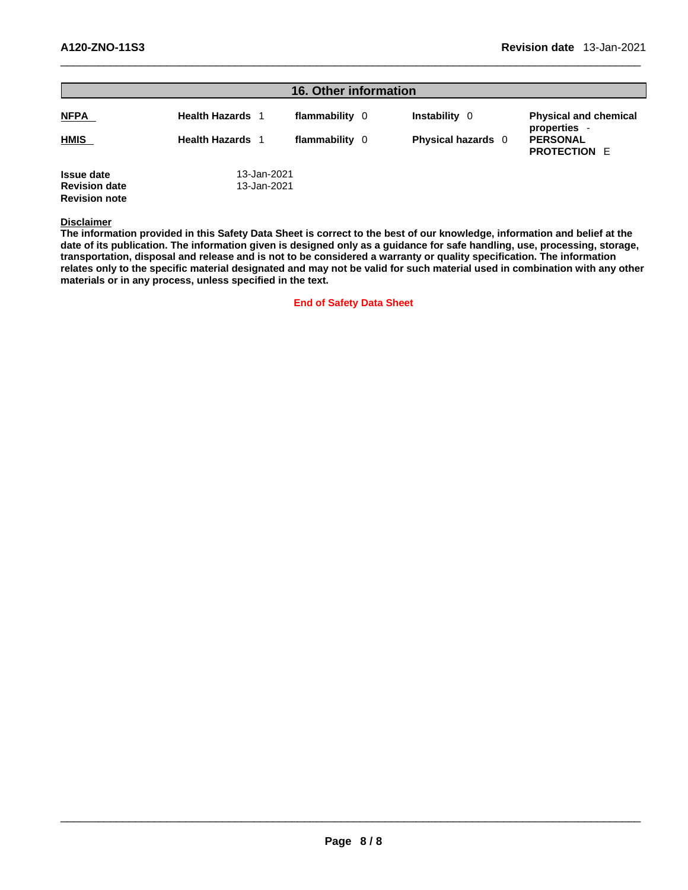## 16. Other information

| | | | | |
|---|---|---|---|---|
| **NFPA** | **Health Hazards** 1 | **flammability** 0 | **Instability** 0 | **Physical and chemical properties** - |
| **HMIS** | **Health Hazards** 1 | **flammability** 0 | **Physical hazards** 0 | **PERSONAL PROTECTION** E |

**Issue date** 13-Jan-2021
**Revision date** 13-Jan-2021
**Revision note**

**Disclaimer**

**The information provided in this Safety Data Sheet is correct to the best of our knowledge, information and belief at the date of its publication. The information given is designed only as a guidance for safe handling, use, processing, storage, transportation, disposal and release and is not to be considered a warranty or quality specification. The information relates only to the specific material designated and may not be valid for such material used in combination with any other materials or in any process, unless specified in the text.**

**End of Safety Data Sheet**